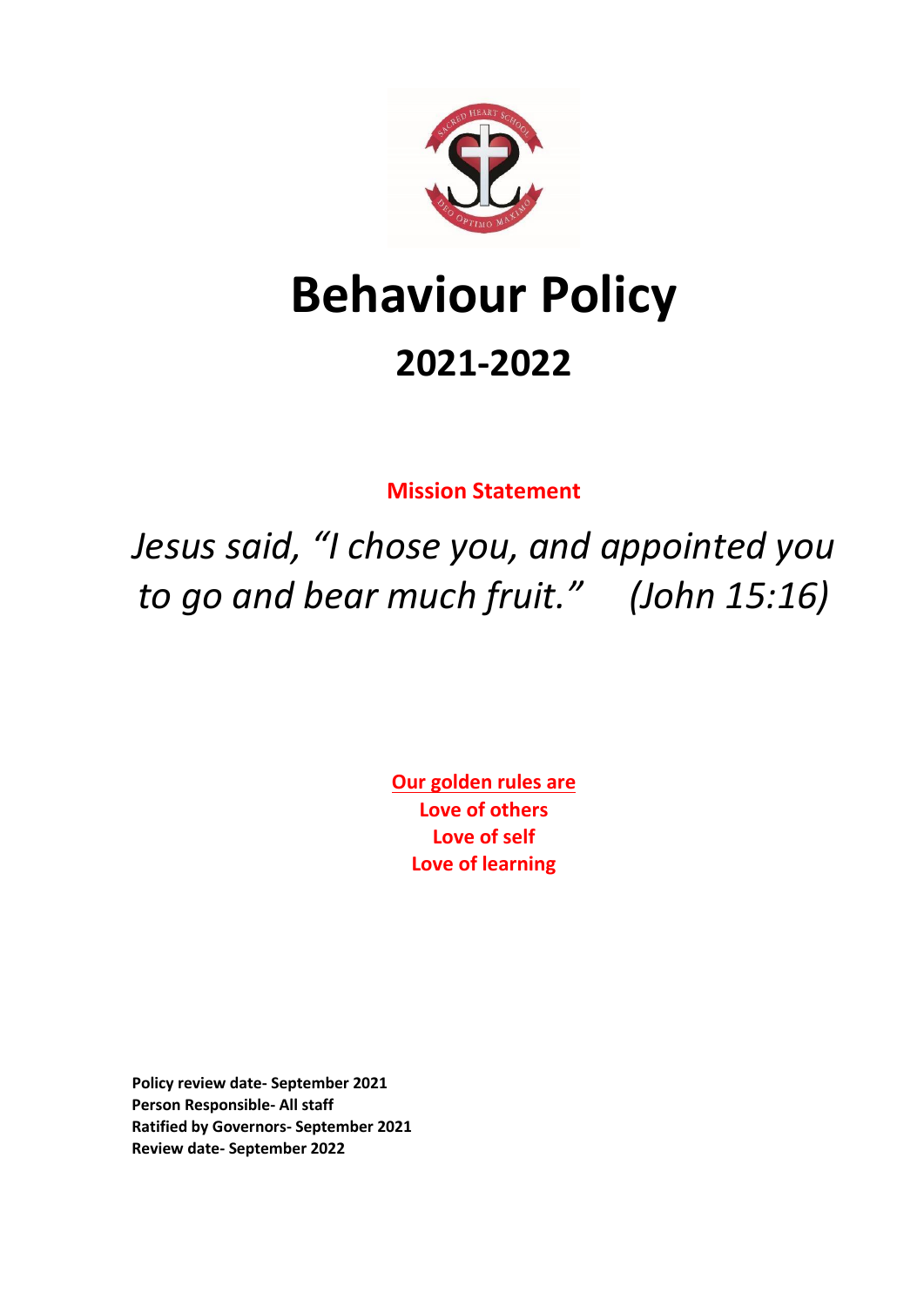# Behaviour Policy

## 2021-2022

**Mission Statement**

*Jesus said, "I chose you, and appointed you to go and bear much fruit." (John 15:16)*

**Our golden rules are**
**Love of others**
**Love of self**
**Love of learning**

**Policy review date- September 2021**
**Person Responsible- All staff**
**Ratified by Governors- September 2021**
**Review date- September 2022**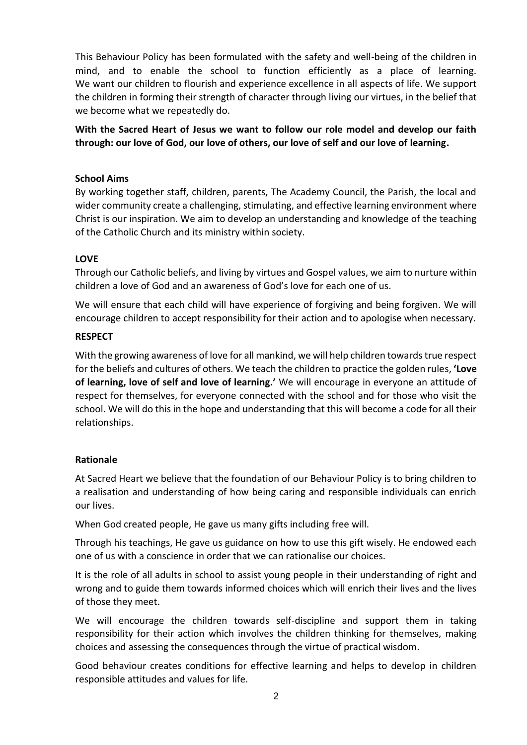This Behaviour Policy has been formulated with the safety and well-being of the children in mind, and to enable the school to function efficiently as a place of learning. We want our children to flourish and experience excellence in all aspects of life. We support the children in forming their strength of character through living our virtues, in the belief that we become what we repeatedly do.

**With the Sacred Heart of Jesus we want to follow our role model and develop our faith through: our love of God, our love of others, our love of self and our love of learning.**

**School Aims**

By working together staff, children, parents, The Academy Council, the Parish, the local and wider community create a challenging, stimulating, and effective learning environment where Christ is our inspiration. We aim to develop an understanding and knowledge of the teaching of the Catholic Church and its ministry within society.

**LOVE**

Through our Catholic beliefs, and living by virtues and Gospel values, we aim to nurture within children a love of God and an awareness of God's love for each one of us.

We will ensure that each child will have experience of forgiving and being forgiven. We will encourage children to accept responsibility for their action and to apologise when necessary.

**RESPECT**

With the growing awareness of love for all mankind, we will help children towards true respect for the beliefs and cultures of others. We teach the children to practice the golden rules, **'Love of learning, love of self and love of learning.'** We will encourage in everyone an attitude of respect for themselves, for everyone connected with the school and for those who visit the school. We will do this in the hope and understanding that this will become a code for all their relationships.

**Rationale**

At Sacred Heart we believe that the foundation of our Behaviour Policy is to bring children to a realisation and understanding of how being caring and responsible individuals can enrich our lives.

When God created people, He gave us many gifts including free will.

Through his teachings, He gave us guidance on how to use this gift wisely. He endowed each one of us with a conscience in order that we can rationalise our choices.

It is the role of all adults in school to assist young people in their understanding of right and wrong and to guide them towards informed choices which will enrich their lives and the lives of those they meet.

We will encourage the children towards self-discipline and support them in taking responsibility for their action which involves the children thinking for themselves, making choices and assessing the consequences through the virtue of practical wisdom.

Good behaviour creates conditions for effective learning and helps to develop in children responsible attitudes and values for life.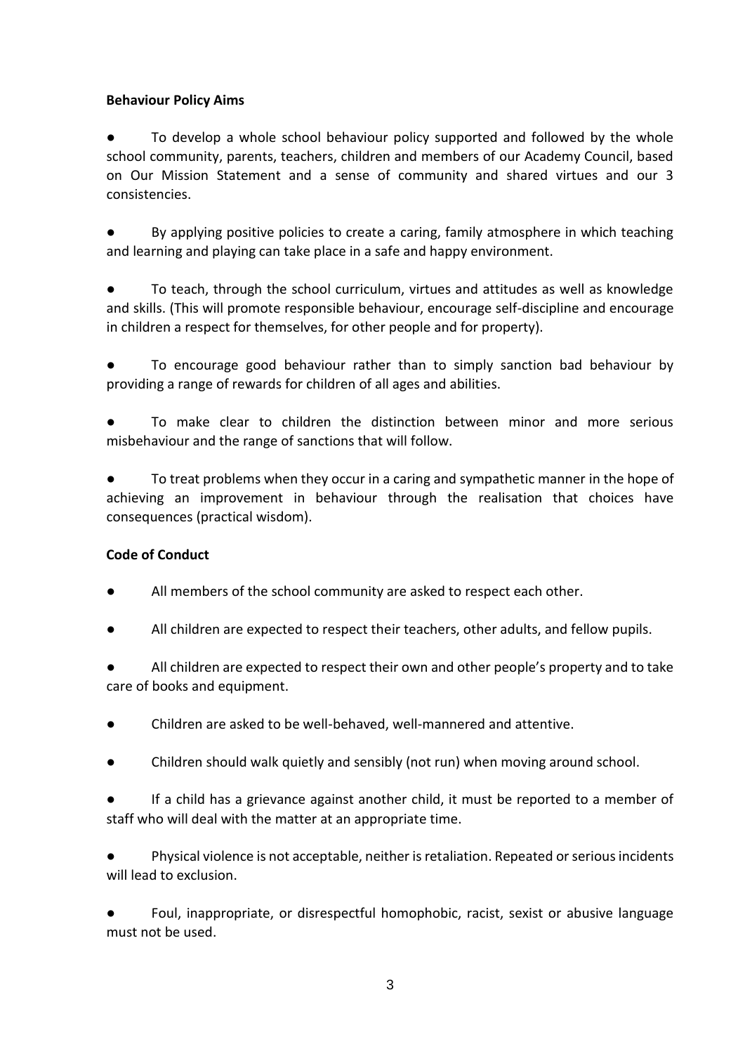**Behaviour Policy Aims**

- To develop a whole school behaviour policy supported and followed by the whole school community, parents, teachers, children and members of our Academy Council, based on Our Mission Statement and a sense of community and shared virtues and our 3 consistencies.
- By applying positive policies to create a caring, family atmosphere in which teaching and learning and playing can take place in a safe and happy environment.
- To teach, through the school curriculum, virtues and attitudes as well as knowledge and skills. (This will promote responsible behaviour, encourage self-discipline and encourage in children a respect for themselves, for other people and for property).
- To encourage good behaviour rather than to simply sanction bad behaviour by providing a range of rewards for children of all ages and abilities.
- To make clear to children the distinction between minor and more serious misbehaviour and the range of sanctions that will follow.
- To treat problems when they occur in a caring and sympathetic manner in the hope of achieving an improvement in behaviour through the realisation that choices have consequences (practical wisdom).

**Code of Conduct**

- All members of the school community are asked to respect each other.
- All children are expected to respect their teachers, other adults, and fellow pupils.
- All children are expected to respect their own and other people's property and to take care of books and equipment.
- Children are asked to be well-behaved, well-mannered and attentive.
- Children should walk quietly and sensibly (not run) when moving around school.
- If a child has a grievance against another child, it must be reported to a member of staff who will deal with the matter at an appropriate time.
- Physical violence is not acceptable, neither is retaliation. Repeated or serious incidents will lead to exclusion.
- Foul, inappropriate, or disrespectful homophobic, racist, sexist or abusive language must not be used.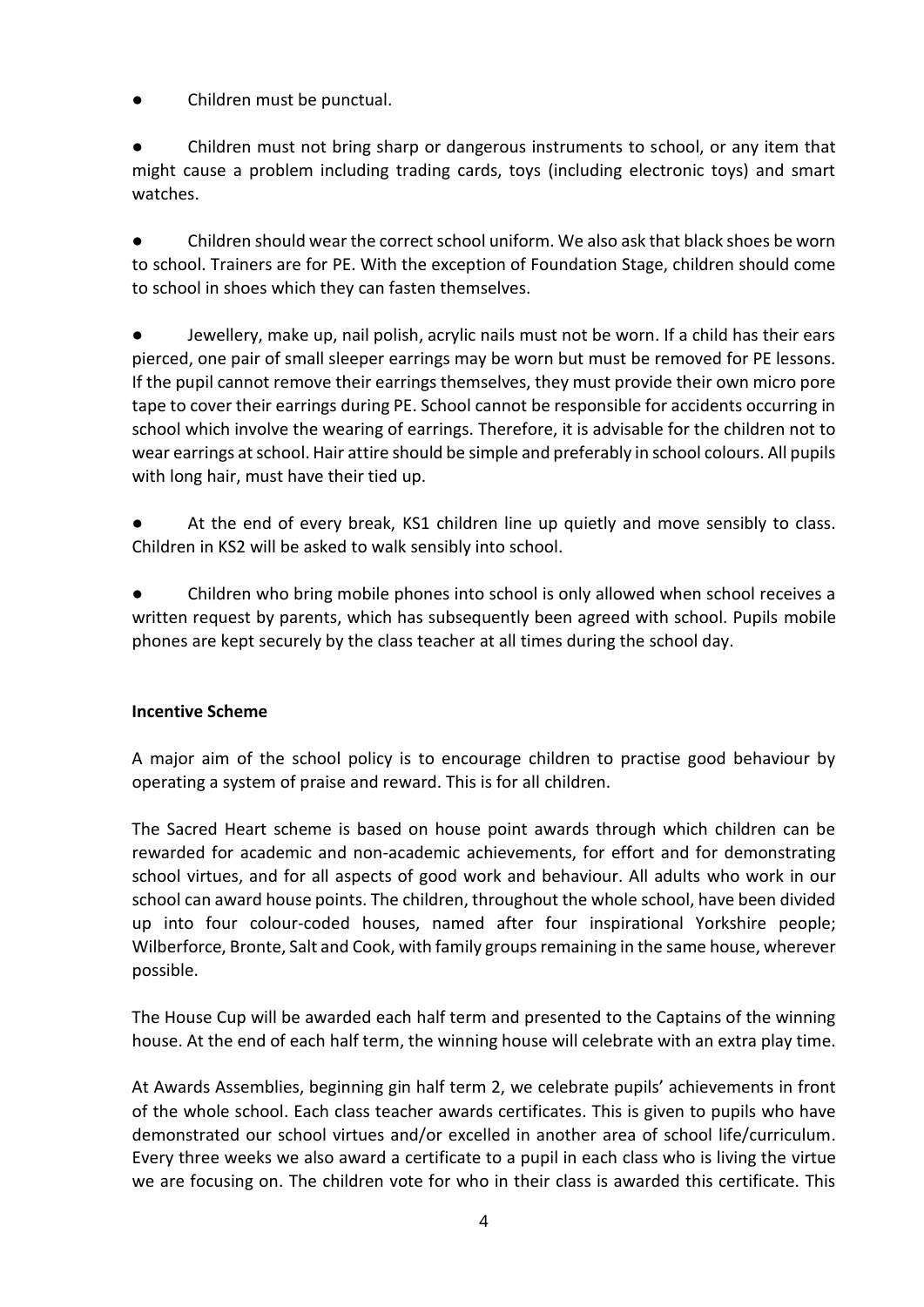- Children must be punctual.

- Children must not bring sharp or dangerous instruments to school, or any item that might cause a problem including trading cards, toys (including electronic toys) and smart watches.

- Children should wear the correct school uniform. We also ask that black shoes be worn to school. Trainers are for PE. With the exception of Foundation Stage, children should come to school in shoes which they can fasten themselves.

- Jewellery, make up, nail polish, acrylic nails must not be worn. If a child has their ears pierced, one pair of small sleeper earrings may be worn but must be removed for PE lessons. If the pupil cannot remove their earrings themselves, they must provide their own micro pore tape to cover their earrings during PE. School cannot be responsible for accidents occurring in school which involve the wearing of earrings. Therefore, it is advisable for the children not to wear earrings at school. Hair attire should be simple and preferably in school colours. All pupils with long hair, must have their tied up.

- At the end of every break, KS1 children line up quietly and move sensibly to class. Children in KS2 will be asked to walk sensibly into school.

- Children who bring mobile phones into school is only allowed when school receives a written request by parents, which has subsequently been agreed with school. Pupils mobile phones are kept securely by the class teacher at all times during the school day.

**Incentive Scheme**

A major aim of the school policy is to encourage children to practise good behaviour by operating a system of praise and reward. This is for all children.

The Sacred Heart scheme is based on house point awards through which children can be rewarded for academic and non-academic achievements, for effort and for demonstrating school virtues, and for all aspects of good work and behaviour. All adults who work in our school can award house points. The children, throughout the whole school, have been divided up into four colour-coded houses, named after four inspirational Yorkshire people; Wilberforce, Bronte, Salt and Cook, with family groups remaining in the same house, wherever possible.

The House Cup will be awarded each half term and presented to the Captains of the winning house. At the end of each half term, the winning house will celebrate with an extra play time.

At Awards Assemblies, beginning gin half term 2, we celebrate pupils' achievements in front of the whole school. Each class teacher awards certificates. This is given to pupils who have demonstrated our school virtues and/or excelled in another area of school life/curriculum. Every three weeks we also award a certificate to a pupil in each class who is living the virtue we are focusing on. The children vote for who in their class is awarded this certificate. This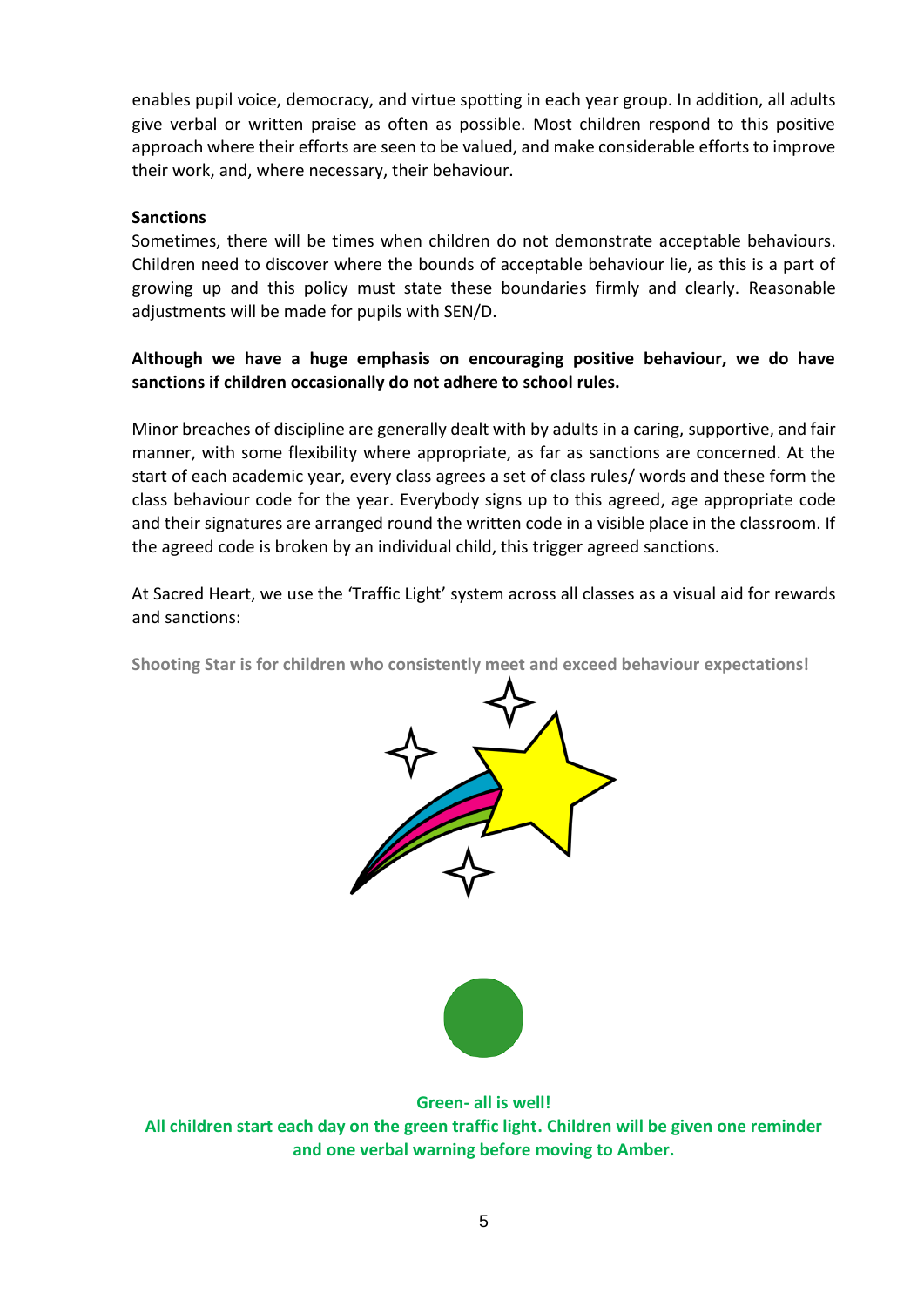enables pupil voice, democracy, and virtue spotting in each year group. In addition, all adults give verbal or written praise as often as possible. Most children respond to this positive approach where their efforts are seen to be valued, and make considerable efforts to improve their work, and, where necessary, their behaviour.

**Sanctions**

Sometimes, there will be times when children do not demonstrate acceptable behaviours. Children need to discover where the bounds of acceptable behaviour lie, as this is a part of growing up and this policy must state these boundaries firmly and clearly. Reasonable adjustments will be made for pupils with SEN/D.

**Although we have a huge emphasis on encouraging positive behaviour, we do have sanctions if children occasionally do not adhere to school rules.**

Minor breaches of discipline are generally dealt with by adults in a caring, supportive, and fair manner, with some flexibility where appropriate, as far as sanctions are concerned. At the start of each academic year, every class agrees a set of class rules/ words and these form the class behaviour code for the year. Everybody signs up to this agreed, age appropriate code and their signatures are arranged round the written code in a visible place in the classroom. If the agreed code is broken by an individual child, this trigger agreed sanctions.

At Sacred Heart, we use the 'Traffic Light' system across all classes as a visual aid for rewards and sanctions:

**Shooting Star is for children who consistently meet and exceed behaviour expectations!**

**Green- all is well!**
**All children start each day on the green traffic light. Children will be given one reminder and one verbal warning before moving to Amber.**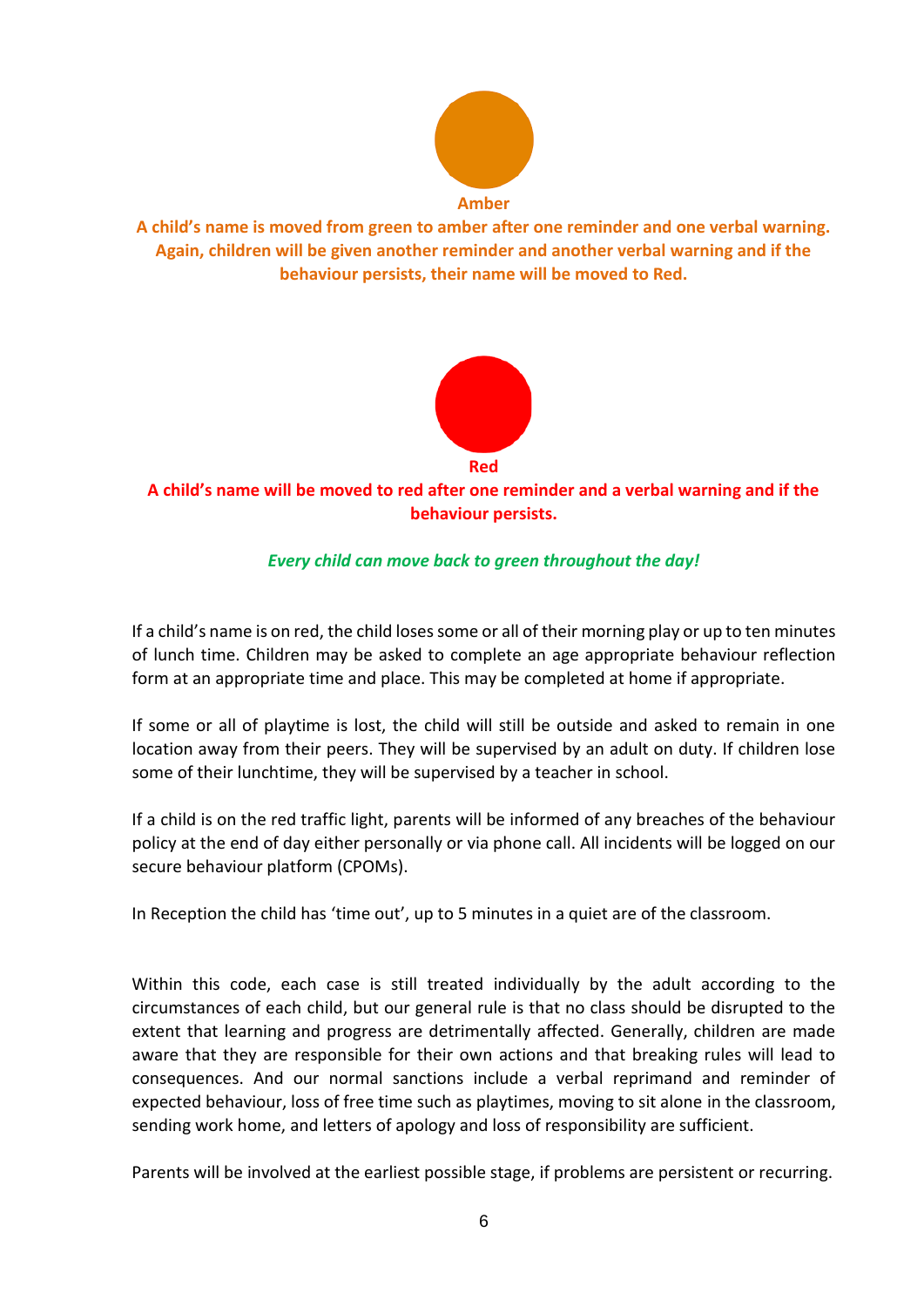**Amber**

**A child's name is moved from green to amber after one reminder and one verbal warning. Again, children will be given another reminder and another verbal warning and if the behaviour persists, their name will be moved to Red.**

**Red**

**A child's name will be moved to red after one reminder and a verbal warning and if the behaviour persists.**

***Every child can move back to green throughout the day!***

If a child's name is on red, the child loses some or all of their morning play or up to ten minutes of lunch time. Children may be asked to complete an age appropriate behaviour reflection form at an appropriate time and place. This may be completed at home if appropriate.

If some or all of playtime is lost, the child will still be outside and asked to remain in one location away from their peers. They will be supervised by an adult on duty. If children lose some of their lunchtime, they will be supervised by a teacher in school.

If a child is on the red traffic light, parents will be informed of any breaches of the behaviour policy at the end of day either personally or via phone call. All incidents will be logged on our secure behaviour platform (CPOMs).

In Reception the child has 'time out', up to 5 minutes in a quiet are of the classroom.

Within this code, each case is still treated individually by the adult according to the circumstances of each child, but our general rule is that no class should be disrupted to the extent that learning and progress are detrimentally affected. Generally, children are made aware that they are responsible for their own actions and that breaking rules will lead to consequences. And our normal sanctions include a verbal reprimand and reminder of expected behaviour, loss of free time such as playtimes, moving to sit alone in the classroom, sending work home, and letters of apology and loss of responsibility are sufficient.

Parents will be involved at the earliest possible stage, if problems are persistent or recurring.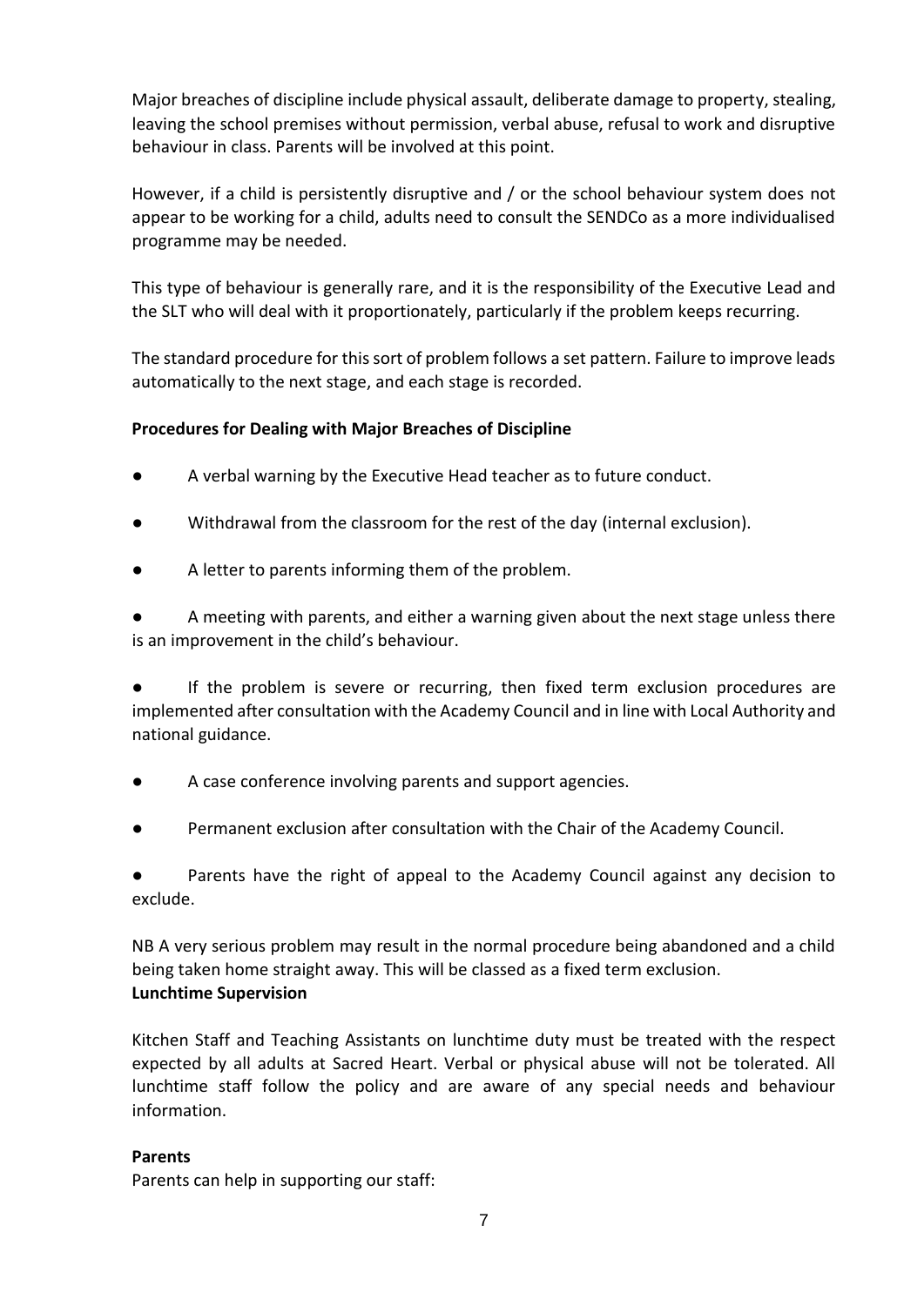Major breaches of discipline include physical assault, deliberate damage to property, stealing, leaving the school premises without permission, verbal abuse, refusal to work and disruptive behaviour in class. Parents will be involved at this point.

However, if a child is persistently disruptive and / or the school behaviour system does not appear to be working for a child, adults need to consult the SENDCo as a more individualised programme may be needed.

This type of behaviour is generally rare, and it is the responsibility of the Executive Lead and the SLT who will deal with it proportionately, particularly if the problem keeps recurring.

The standard procedure for this sort of problem follows a set pattern. Failure to improve leads automatically to the next stage, and each stage is recorded.

**Procedures for Dealing with Major Breaches of Discipline**

- A verbal warning by the Executive Head teacher as to future conduct.
- Withdrawal from the classroom for the rest of the day (internal exclusion).
- A letter to parents informing them of the problem.
- A meeting with parents, and either a warning given about the next stage unless there is an improvement in the child's behaviour.
- If the problem is severe or recurring, then fixed term exclusion procedures are implemented after consultation with the Academy Council and in line with Local Authority and national guidance.
- A case conference involving parents and support agencies.
- Permanent exclusion after consultation with the Chair of the Academy Council.
- Parents have the right of appeal to the Academy Council against any decision to exclude.

NB A very serious problem may result in the normal procedure being abandoned and a child being taken home straight away. This will be classed as a fixed term exclusion.

**Lunchtime Supervision**

Kitchen Staff and Teaching Assistants on lunchtime duty must be treated with the respect expected by all adults at Sacred Heart. Verbal or physical abuse will not be tolerated. All lunchtime staff follow the policy and are aware of any special needs and behaviour information.

**Parents**

Parents can help in supporting our staff: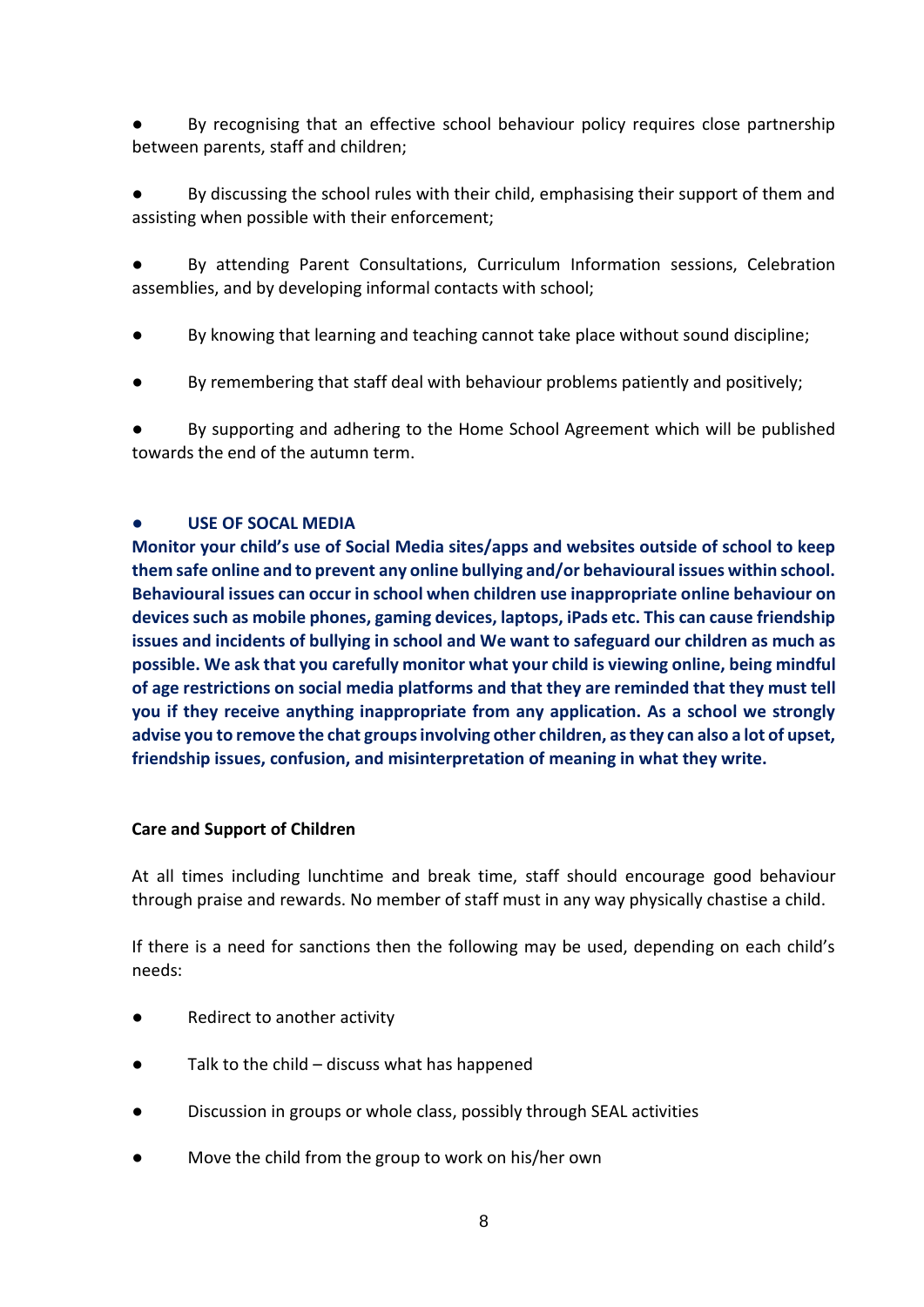- By recognising that an effective school behaviour policy requires close partnership between parents, staff and children;
- By discussing the school rules with their child, emphasising their support of them and assisting when possible with their enforcement;
- By attending Parent Consultations, Curriculum Information sessions, Celebration assemblies, and by developing informal contacts with school;
- By knowing that learning and teaching cannot take place without sound discipline;
- By remembering that staff deal with behaviour problems patiently and positively;
- By supporting and adhering to the Home School Agreement which will be published towards the end of the autumn term.

- **USE OF SOCAL MEDIA**

**Monitor your child's use of Social Media sites/apps and websites outside of school to keep them safe online and to prevent any online bullying and/or behavioural issues within school. Behavioural issues can occur in school when children use inappropriate online behaviour on devices such as mobile phones, gaming devices, laptops, iPads etc. This can cause friendship issues and incidents of bullying in school and We want to safeguard our children as much as possible. We ask that you carefully monitor what your child is viewing online, being mindful of age restrictions on social media platforms and that they are reminded that they must tell you if they receive anything inappropriate from any application. As a school we strongly advise you to remove the chat groups involving other children, as they can also a lot of upset, friendship issues, confusion, and misinterpretation of meaning in what they write.**

**Care and Support of Children**

At all times including lunchtime and break time, staff should encourage good behaviour through praise and rewards. No member of staff must in any way physically chastise a child.

If there is a need for sanctions then the following may be used, depending on each child's needs:

- Redirect to another activity
- Talk to the child – discuss what has happened
- Discussion in groups or whole class, possibly through SEAL activities
- Move the child from the group to work on his/her own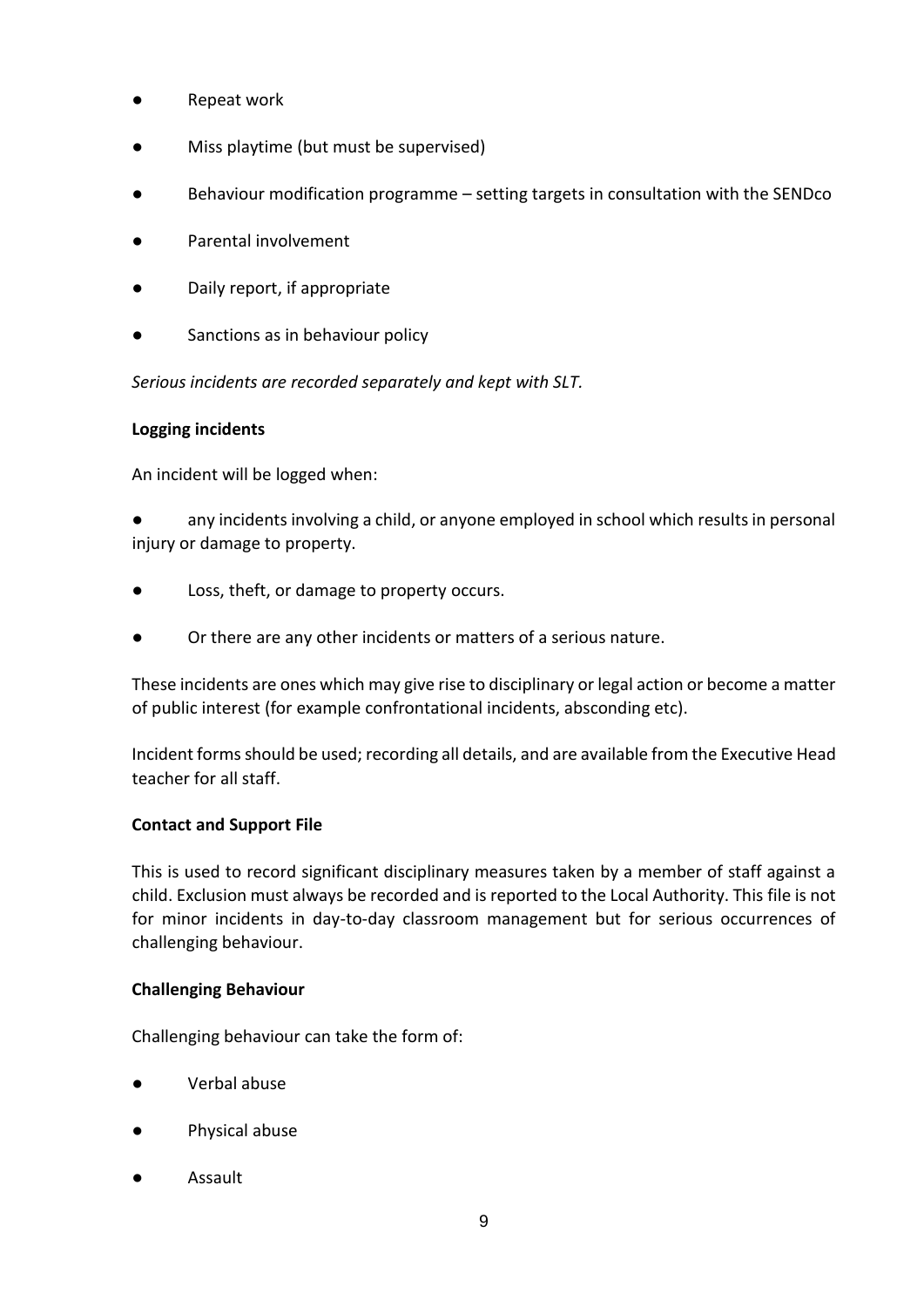- Repeat work
- Miss playtime (but must be supervised)
- Behaviour modification programme – setting targets in consultation with the SENDco
- Parental involvement
- Daily report, if appropriate
- Sanctions as in behaviour policy

*Serious incidents are recorded separately and kept with SLT.*

**Logging incidents**

An incident will be logged when:

- any incidents involving a child, or anyone employed in school which results in personal injury or damage to property.
- Loss, theft, or damage to property occurs.
- Or there are any other incidents or matters of a serious nature.

These incidents are ones which may give rise to disciplinary or legal action or become a matter of public interest (for example confrontational incidents, absconding etc).

Incident forms should be used; recording all details, and are available from the Executive Head teacher for all staff.

**Contact and Support File**

This is used to record significant disciplinary measures taken by a member of staff against a child. Exclusion must always be recorded and is reported to the Local Authority. This file is not for minor incidents in day-to-day classroom management but for serious occurrences of challenging behaviour.

**Challenging Behaviour**

Challenging behaviour can take the form of:

- Verbal abuse
- Physical abuse
- Assault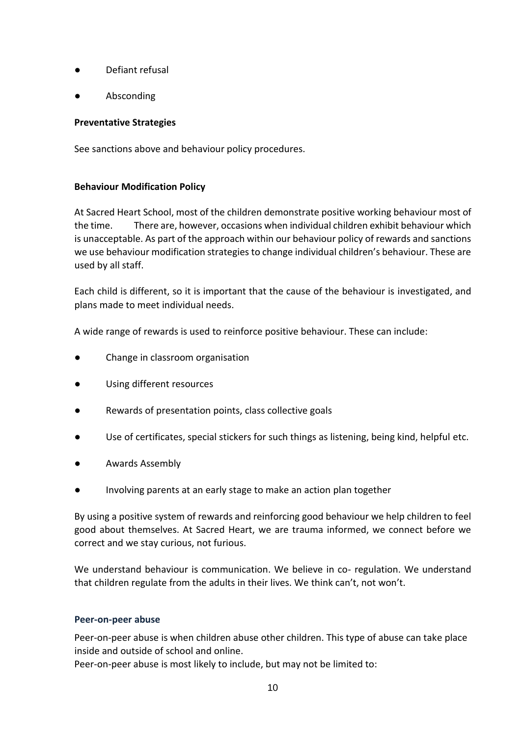- Defiant refusal
- Absconding

**Preventative Strategies**

See sanctions above and behaviour policy procedures.

**Behaviour Modification Policy**

At Sacred Heart School, most of the children demonstrate positive working behaviour most of the time. There are, however, occasions when individual children exhibit behaviour which is unacceptable. As part of the approach within our behaviour policy of rewards and sanctions we use behaviour modification strategies to change individual children's behaviour. These are used by all staff.

Each child is different, so it is important that the cause of the behaviour is investigated, and plans made to meet individual needs.

A wide range of rewards is used to reinforce positive behaviour. These can include:

- Change in classroom organisation
- Using different resources
- Rewards of presentation points, class collective goals
- Use of certificates, special stickers for such things as listening, being kind, helpful etc.
- Awards Assembly
- Involving parents at an early stage to make an action plan together

By using a positive system of rewards and reinforcing good behaviour we help children to feel good about themselves. At Sacred Heart, we are trauma informed, we connect before we correct and we stay curious, not furious.

We understand behaviour is communication. We believe in co- regulation. We understand that children regulate from the adults in their lives. We think can't, not won't.

**Peer-on-peer abuse**

Peer-on-peer abuse is when children abuse other children. This type of abuse can take place inside and outside of school and online.

Peer-on-peer abuse is most likely to include, but may not be limited to: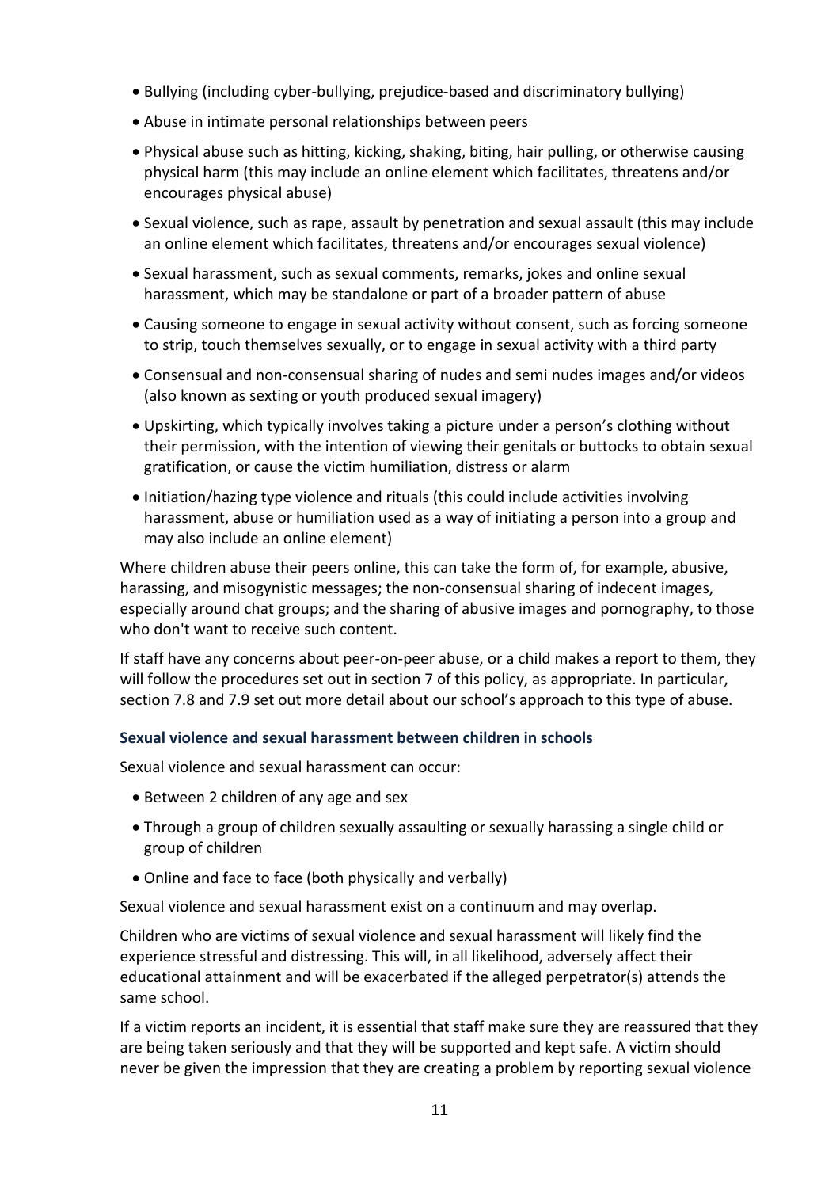- Bullying (including cyber-bullying, prejudice-based and discriminatory bullying)
- Abuse in intimate personal relationships between peers
- Physical abuse such as hitting, kicking, shaking, biting, hair pulling, or otherwise causing physical harm (this may include an online element which facilitates, threatens and/or encourages physical abuse)
- Sexual violence, such as rape, assault by penetration and sexual assault (this may include an online element which facilitates, threatens and/or encourages sexual violence)
- Sexual harassment, such as sexual comments, remarks, jokes and online sexual harassment, which may be standalone or part of a broader pattern of abuse
- Causing someone to engage in sexual activity without consent, such as forcing someone to strip, touch themselves sexually, or to engage in sexual activity with a third party
- Consensual and non-consensual sharing of nudes and semi nudes images and/or videos (also known as sexting or youth produced sexual imagery)
- Upskirting, which typically involves taking a picture under a person's clothing without their permission, with the intention of viewing their genitals or buttocks to obtain sexual gratification, or cause the victim humiliation, distress or alarm
- Initiation/hazing type violence and rituals (this could include activities involving harassment, abuse or humiliation used as a way of initiating a person into a group and may also include an online element)

Where children abuse their peers online, this can take the form of, for example, abusive, harassing, and misogynistic messages; the non-consensual sharing of indecent images, especially around chat groups; and the sharing of abusive images and pornography, to those who don't want to receive such content.

If staff have any concerns about peer-on-peer abuse, or a child makes a report to them, they will follow the procedures set out in section 7 of this policy, as appropriate. In particular, section 7.8 and 7.9 set out more detail about our school's approach to this type of abuse.

### Sexual violence and sexual harassment between children in schools

Sexual violence and sexual harassment can occur:

- Between 2 children of any age and sex
- Through a group of children sexually assaulting or sexually harassing a single child or group of children
- Online and face to face (both physically and verbally)

Sexual violence and sexual harassment exist on a continuum and may overlap.

Children who are victims of sexual violence and sexual harassment will likely find the experience stressful and distressing. This will, in all likelihood, adversely affect their educational attainment and will be exacerbated if the alleged perpetrator(s) attends the same school.

If a victim reports an incident, it is essential that staff make sure they are reassured that they are being taken seriously and that they will be supported and kept safe. A victim should never be given the impression that they are creating a problem by reporting sexual violence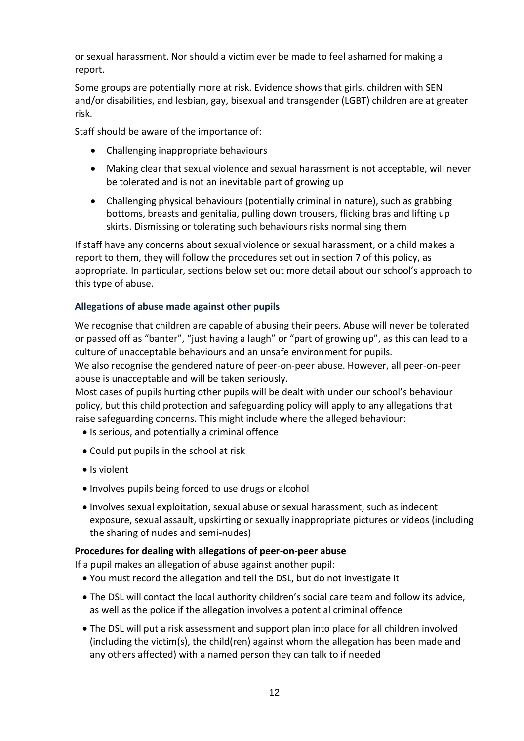or sexual harassment. Nor should a victim ever be made to feel ashamed for making a report.

Some groups are potentially more at risk. Evidence shows that girls, children with SEN and/or disabilities, and lesbian, gay, bisexual and transgender (LGBT) children are at greater risk.

Staff should be aware of the importance of:

- Challenging inappropriate behaviours
- Making clear that sexual violence and sexual harassment is not acceptable, will never be tolerated and is not an inevitable part of growing up
- Challenging physical behaviours (potentially criminal in nature), such as grabbing bottoms, breasts and genitalia, pulling down trousers, flicking bras and lifting up skirts. Dismissing or tolerating such behaviours risks normalising them

If staff have any concerns about sexual violence or sexual harassment, or a child makes a report to them, they will follow the procedures set out in section 7 of this policy, as appropriate. In particular, sections below set out more detail about our school's approach to this type of abuse.

### Allegations of abuse made against other pupils

We recognise that children are capable of abusing their peers. Abuse will never be tolerated or passed off as "banter", "just having a laugh" or "part of growing up", as this can lead to a culture of unacceptable behaviours and an unsafe environment for pupils.

We also recognise the gendered nature of peer-on-peer abuse. However, all peer-on-peer abuse is unacceptable and will be taken seriously.

Most cases of pupils hurting other pupils will be dealt with under our school's behaviour policy, but this child protection and safeguarding policy will apply to any allegations that raise safeguarding concerns. This might include where the alleged behaviour:

- Is serious, and potentially a criminal offence
- Could put pupils in the school at risk
- Is violent
- Involves pupils being forced to use drugs or alcohol
- Involves sexual exploitation, sexual abuse or sexual harassment, such as indecent exposure, sexual assault, upskirting or sexually inappropriate pictures or videos (including the sharing of nudes and semi-nudes)

**Procedures for dealing with allegations of peer-on-peer abuse**

If a pupil makes an allegation of abuse against another pupil:

- You must record the allegation and tell the DSL, but do not investigate it
- The DSL will contact the local authority children's social care team and follow its advice, as well as the police if the allegation involves a potential criminal offence
- The DSL will put a risk assessment and support plan into place for all children involved (including the victim(s), the child(ren) against whom the allegation has been made and any others affected) with a named person they can talk to if needed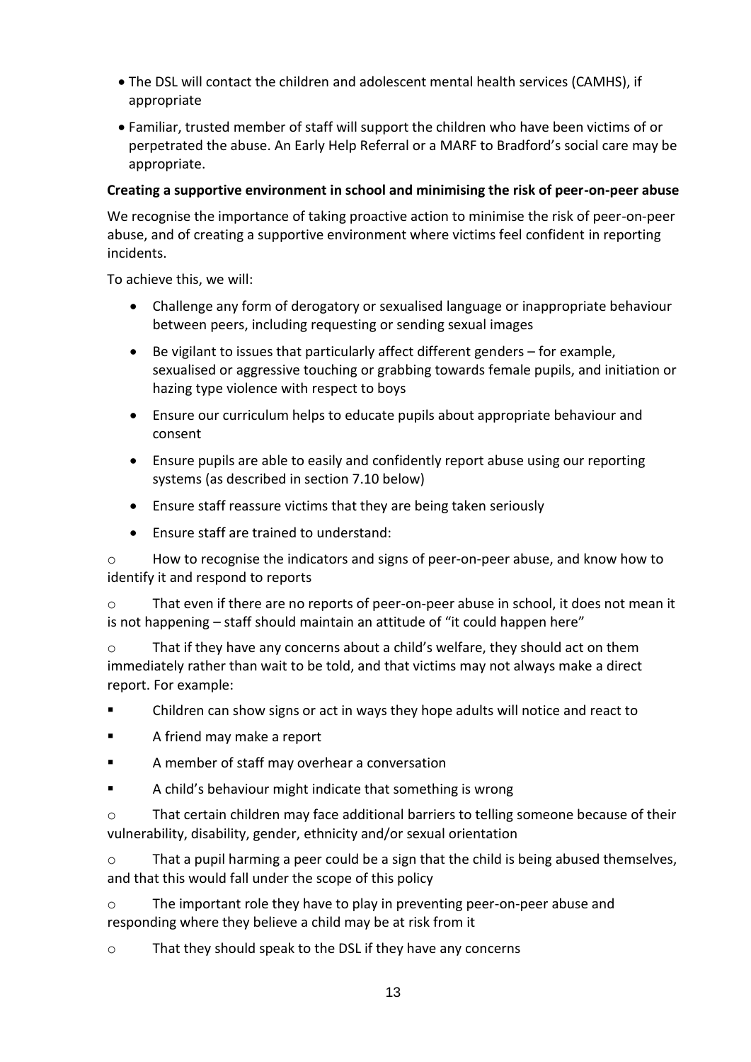- The DSL will contact the children and adolescent mental health services (CAMHS), if appropriate
- Familiar, trusted member of staff will support the children who have been victims of or perpetrated the abuse. An Early Help Referral or a MARF to Bradford's social care may be appropriate.

**Creating a supportive environment in school and minimising the risk of peer-on-peer abuse**

We recognise the importance of taking proactive action to minimise the risk of peer-on-peer abuse, and of creating a supportive environment where victims feel confident in reporting incidents.

To achieve this, we will:

- Challenge any form of derogatory or sexualised language or inappropriate behaviour between peers, including requesting or sending sexual images
- Be vigilant to issues that particularly affect different genders – for example, sexualised or aggressive touching or grabbing towards female pupils, and initiation or hazing type violence with respect to boys
- Ensure our curriculum helps to educate pupils about appropriate behaviour and consent
- Ensure pupils are able to easily and confidently report abuse using our reporting systems (as described in section 7.10 below)
- Ensure staff reassure victims that they are being taken seriously
- Ensure staff are trained to understand:
  - How to recognise the indicators and signs of peer-on-peer abuse, and know how to identify it and respond to reports
  - That even if there are no reports of peer-on-peer abuse in school, it does not mean it is not happening – staff should maintain an attitude of "it could happen here"
  - That if they have any concerns about a child's welfare, they should act on them immediately rather than wait to be told, and that victims may not always make a direct report. For example:
    - Children can show signs or act in ways they hope adults will notice and react to
    - A friend may make a report
    - A member of staff may overhear a conversation
    - A child's behaviour might indicate that something is wrong
  - That certain children may face additional barriers to telling someone because of their vulnerability, disability, gender, ethnicity and/or sexual orientation
  - That a pupil harming a peer could be a sign that the child is being abused themselves, and that this would fall under the scope of this policy
  - The important role they have to play in preventing peer-on-peer abuse and responding where they believe a child may be at risk from it
  - That they should speak to the DSL if they have any concerns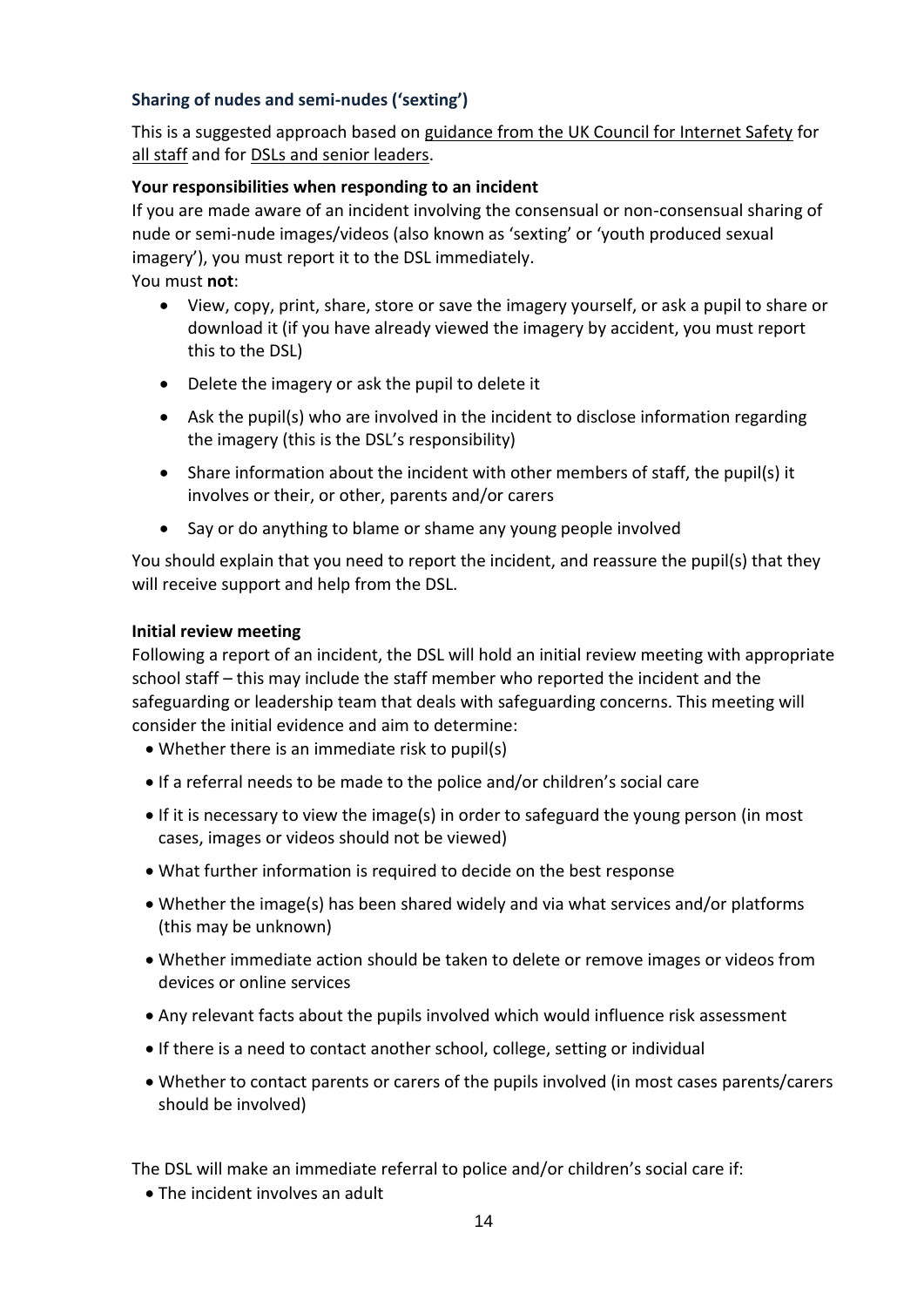### Sharing of nudes and semi-nudes ('sexting')

This is a suggested approach based on guidance from the UK Council for Internet Safety for all staff and for DSLs and senior leaders.

**Your responsibilities when responding to an incident**

If you are made aware of an incident involving the consensual or non-consensual sharing of nude or semi-nude images/videos (also known as 'sexting' or 'youth produced sexual imagery'), you must report it to the DSL immediately.

You must **not**:

- View, copy, print, share, store or save the imagery yourself, or ask a pupil to share or download it (if you have already viewed the imagery by accident, you must report this to the DSL)
- Delete the imagery or ask the pupil to delete it
- Ask the pupil(s) who are involved in the incident to disclose information regarding the imagery (this is the DSL's responsibility)
- Share information about the incident with other members of staff, the pupil(s) it involves or their, or other, parents and/or carers
- Say or do anything to blame or shame any young people involved

You should explain that you need to report the incident, and reassure the pupil(s) that they will receive support and help from the DSL.

**Initial review meeting**

Following a report of an incident, the DSL will hold an initial review meeting with appropriate school staff – this may include the staff member who reported the incident and the safeguarding or leadership team that deals with safeguarding concerns. This meeting will consider the initial evidence and aim to determine:

- Whether there is an immediate risk to pupil(s)
- If a referral needs to be made to the police and/or children's social care
- If it is necessary to view the image(s) in order to safeguard the young person (in most cases, images or videos should not be viewed)
- What further information is required to decide on the best response
- Whether the image(s) has been shared widely and via what services and/or platforms (this may be unknown)
- Whether immediate action should be taken to delete or remove images or videos from devices or online services
- Any relevant facts about the pupils involved which would influence risk assessment
- If there is a need to contact another school, college, setting or individual
- Whether to contact parents or carers of the pupils involved (in most cases parents/carers should be involved)

The DSL will make an immediate referral to police and/or children's social care if:

- The incident involves an adult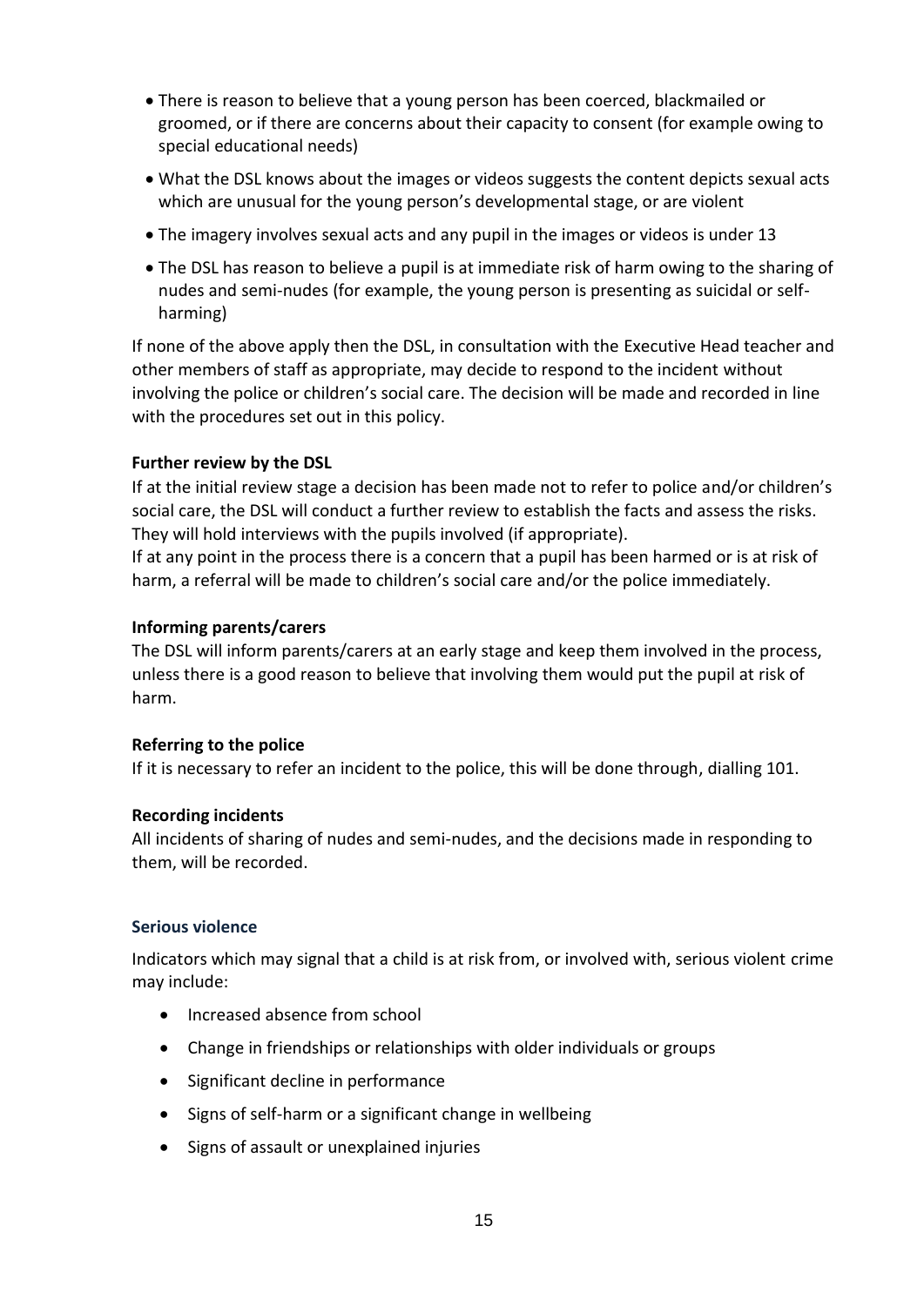- There is reason to believe that a young person has been coerced, blackmailed or groomed, or if there are concerns about their capacity to consent (for example owing to special educational needs)
- What the DSL knows about the images or videos suggests the content depicts sexual acts which are unusual for the young person's developmental stage, or are violent
- The imagery involves sexual acts and any pupil in the images or videos is under 13
- The DSL has reason to believe a pupil is at immediate risk of harm owing to the sharing of nudes and semi-nudes (for example, the young person is presenting as suicidal or self-harming)

If none of the above apply then the DSL, in consultation with the Executive Head teacher and other members of staff as appropriate, may decide to respond to the incident without involving the police or children's social care. The decision will be made and recorded in line with the procedures set out in this policy.

**Further review by the DSL**

If at the initial review stage a decision has been made not to refer to police and/or children's social care, the DSL will conduct a further review to establish the facts and assess the risks. They will hold interviews with the pupils involved (if appropriate).

If at any point in the process there is a concern that a pupil has been harmed or is at risk of harm, a referral will be made to children's social care and/or the police immediately.

**Informing parents/carers**

The DSL will inform parents/carers at an early stage and keep them involved in the process, unless there is a good reason to believe that involving them would put the pupil at risk of harm.

**Referring to the police**

If it is necessary to refer an incident to the police, this will be done through, dialling 101.

**Recording incidents**

All incidents of sharing of nudes and semi-nudes, and the decisions made in responding to them, will be recorded.

### Serious violence

Indicators which may signal that a child is at risk from, or involved with, serious violent crime may include:

- Increased absence from school
- Change in friendships or relationships with older individuals or groups
- Significant decline in performance
- Signs of self-harm or a significant change in wellbeing
- Signs of assault or unexplained injuries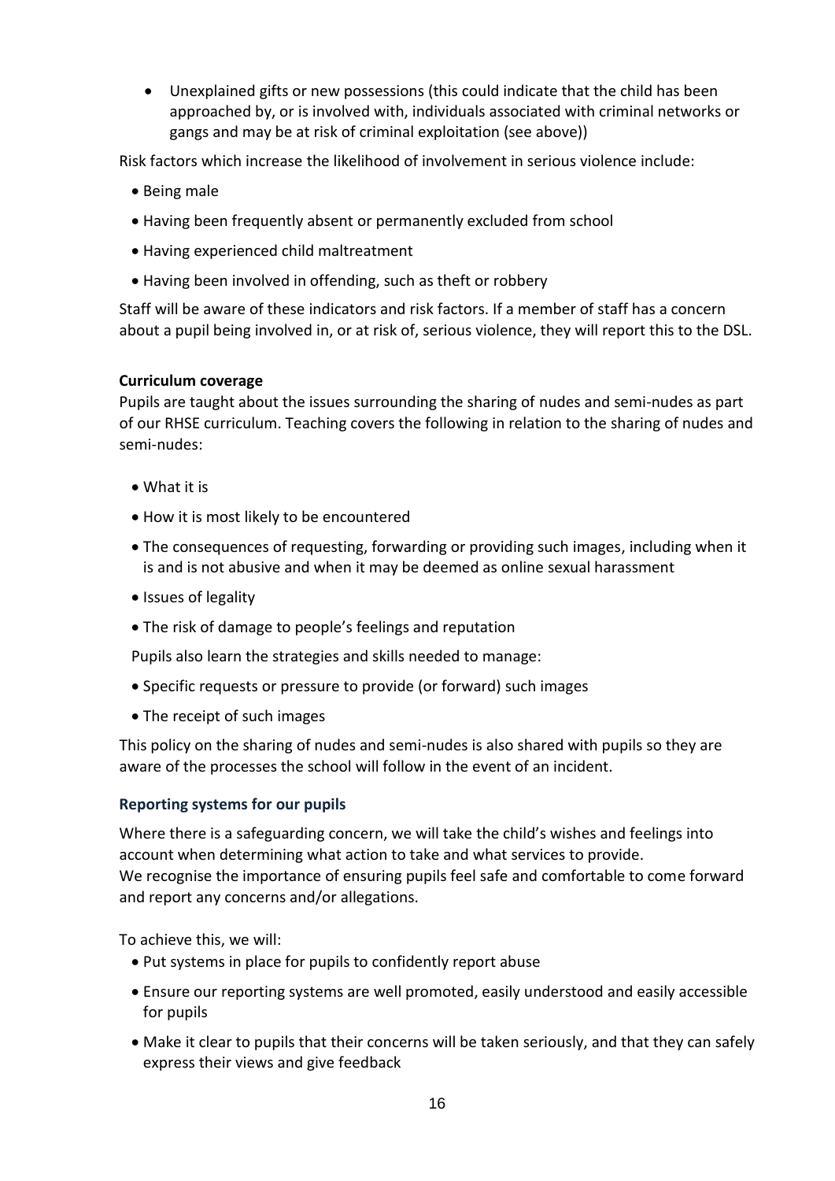- Unexplained gifts or new possessions (this could indicate that the child has been approached by, or is involved with, individuals associated with criminal networks or gangs and may be at risk of criminal exploitation (see above))

Risk factors which increase the likelihood of involvement in serious violence include:

- Being male
- Having been frequently absent or permanently excluded from school
- Having experienced child maltreatment
- Having been involved in offending, such as theft or robbery

Staff will be aware of these indicators and risk factors. If a member of staff has a concern about a pupil being involved in, or at risk of, serious violence, they will report this to the DSL.

**Curriculum coverage**

Pupils are taught about the issues surrounding the sharing of nudes and semi-nudes as part of our RHSE curriculum. Teaching covers the following in relation to the sharing of nudes and semi-nudes:

- What it is
- How it is most likely to be encountered
- The consequences of requesting, forwarding or providing such images, including when it is and is not abusive and when it may be deemed as online sexual harassment
- Issues of legality
- The risk of damage to people's feelings and reputation

Pupils also learn the strategies and skills needed to manage:

- Specific requests or pressure to provide (or forward) such images
- The receipt of such images

This policy on the sharing of nudes and semi-nudes is also shared with pupils so they are aware of the processes the school will follow in the event of an incident.

**Reporting systems for our pupils**

Where there is a safeguarding concern, we will take the child's wishes and feelings into account when determining what action to take and what services to provide.
We recognise the importance of ensuring pupils feel safe and comfortable to come forward and report any concerns and/or allegations.

To achieve this, we will:

- Put systems in place for pupils to confidently report abuse
- Ensure our reporting systems are well promoted, easily understood and easily accessible for pupils
- Make it clear to pupils that their concerns will be taken seriously, and that they can safely express their views and give feedback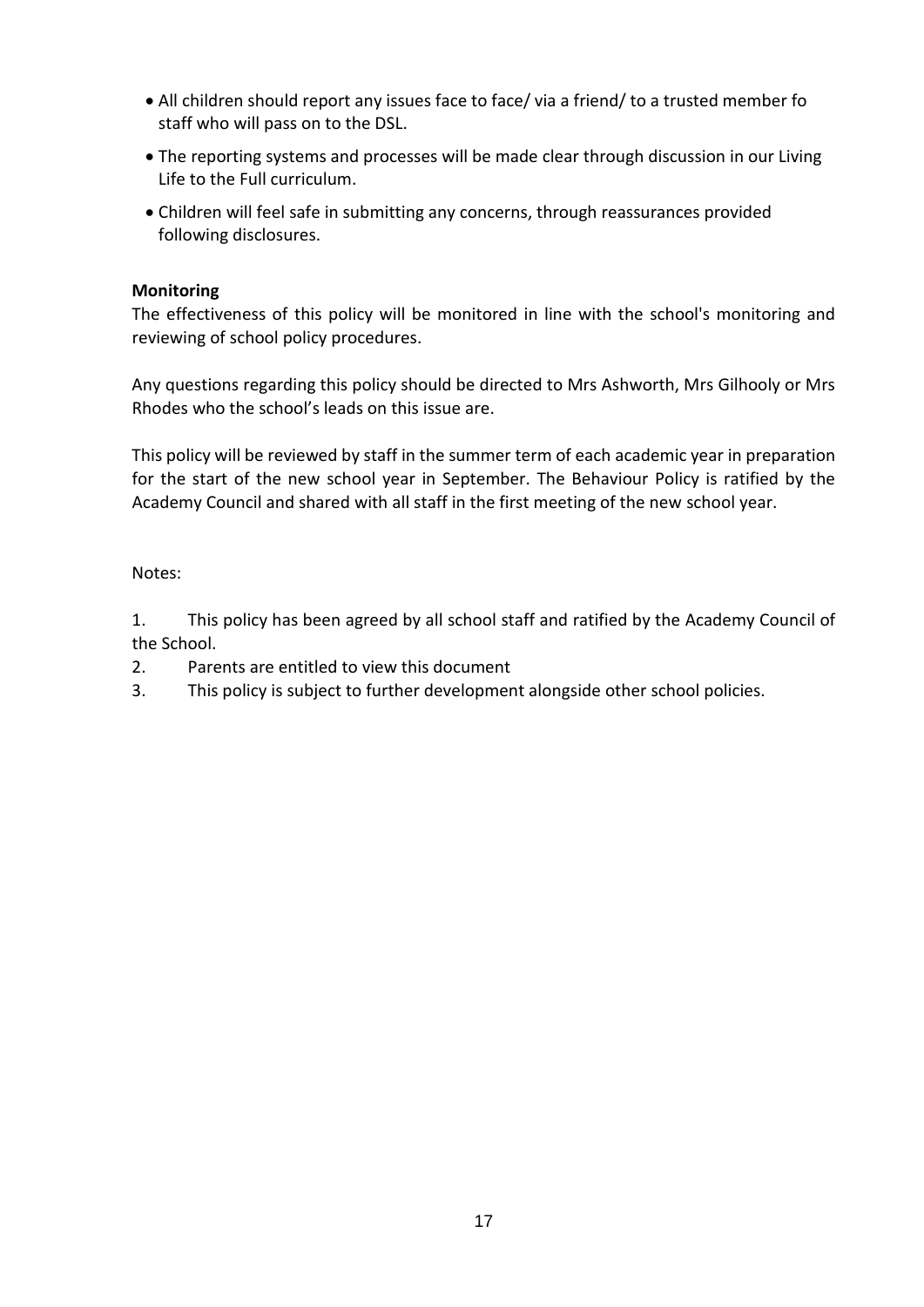- All children should report any issues face to face/ via a friend/ to a trusted member fo staff who will pass on to the DSL.
- The reporting systems and processes will be made clear through discussion in our Living Life to the Full curriculum.
- Children will feel safe in submitting any concerns, through reassurances provided following disclosures.

**Monitoring**

The effectiveness of this policy will be monitored in line with the school's monitoring and reviewing of school policy procedures.

Any questions regarding this policy should be directed to Mrs Ashworth, Mrs Gilhooly or Mrs Rhodes who the school's leads on this issue are.

This policy will be reviewed by staff in the summer term of each academic year in preparation for the start of the new school year in September. The Behaviour Policy is ratified by the Academy Council and shared with all staff in the first meeting of the new school year.

Notes:

1. This policy has been agreed by all school staff and ratified by the Academy Council of the School.
2. Parents are entitled to view this document
3. This policy is subject to further development alongside other school policies.